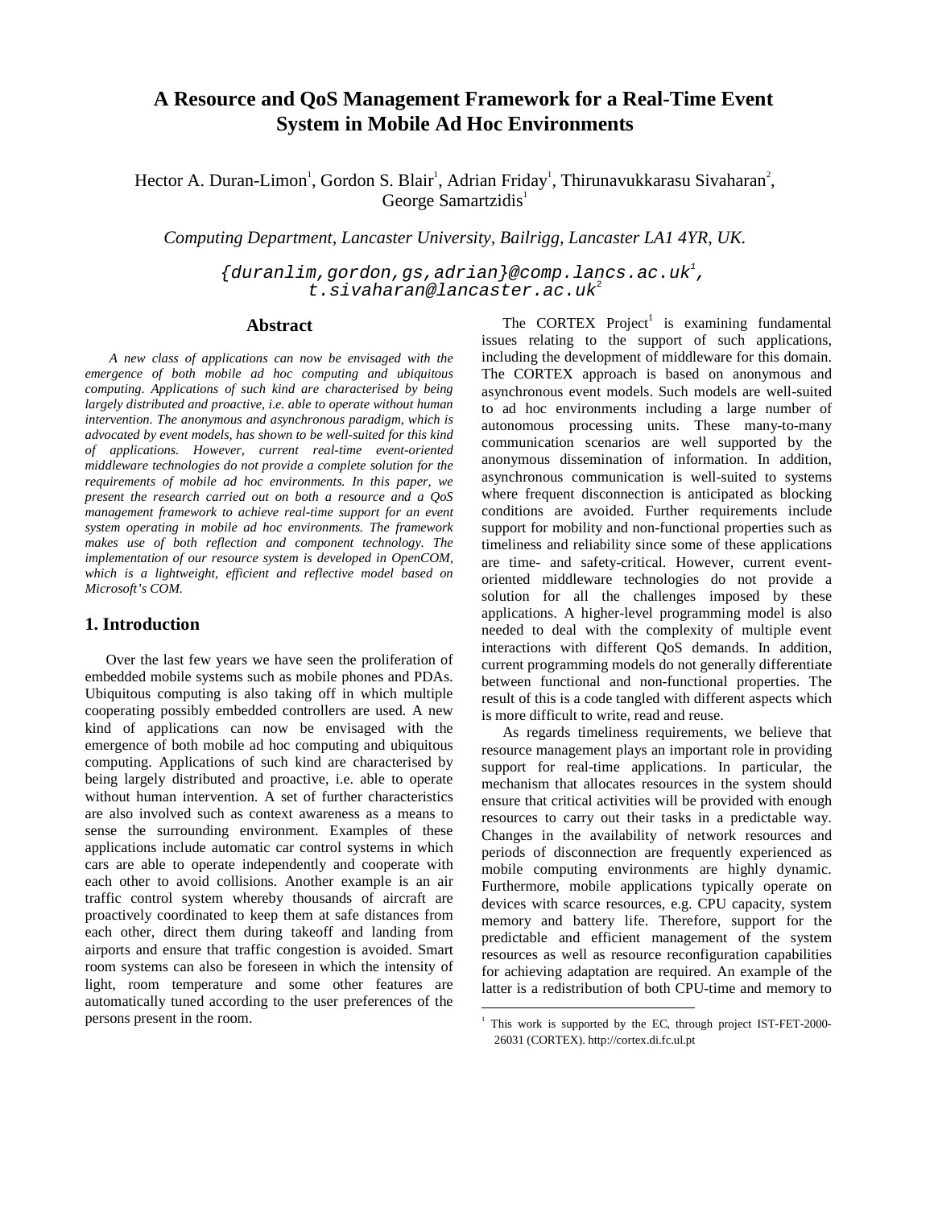# A Resource and QoS Management Framework for a Real-Time Event System in Mobile Ad Hoc Environments

Hector A. Duran-Limon[1], Gordon S. Blair[1], Adrian Friday[1], Thirunavukkarasu Sivaharan[2], George Samartzidis[1]

*Computing Department, Lancaster University, Bailrigg, Lancaster LA1 4YR, UK.*

{duranlim,gordon,gs,adrian}@comp.lancs.ac.uk[1], t.sivaharan@lancaster.ac.uk[2]

## Abstract

*A new class of applications can now be envisaged with the emergence of both mobile ad hoc computing and ubiquitous computing. Applications of such kind are characterised by being largely distributed and proactive, i.e. able to operate without human intervention. The anonymous and asynchronous paradigm, which is advocated by event models, has shown to be well-suited for this kind of applications. However, current real-time event-oriented middleware technologies do not provide a complete solution for the requirements of mobile ad hoc environments. In this paper, we present the research carried out on both a resource and a QoS management framework to achieve real-time support for an event system operating in mobile ad hoc environments. The framework makes use of both reflection and component technology. The implementation of our resource system is developed in OpenCOM, which is a lightweight, efficient and reflective model based on Microsoft's COM.*

## 1. Introduction

Over the last few years we have seen the proliferation of embedded mobile systems such as mobile phones and PDAs. Ubiquitous computing is also taking off in which multiple cooperating possibly embedded controllers are used. A new kind of applications can now be envisaged with the emergence of both mobile ad hoc computing and ubiquitous computing. Applications of such kind are characterised by being largely distributed and proactive, i.e. able to operate without human intervention. A set of further characteristics are also involved such as context awareness as a means to sense the surrounding environment. Examples of these applications include automatic car control systems in which cars are able to operate independently and cooperate with each other to avoid collisions. Another example is an air traffic control system whereby thousands of aircraft are proactively coordinated to keep them at safe distances from each other, direct them during takeoff and landing from airports and ensure that traffic congestion is avoided. Smart room systems can also be foreseen in which the intensity of light, room temperature and some other features are automatically tuned according to the user preferences of the persons present in the room.

The CORTEX Project[1] is examining fundamental issues relating to the support of such applications, including the development of middleware for this domain. The CORTEX approach is based on anonymous and asynchronous event models. Such models are well-suited to ad hoc environments including a large number of autonomous processing units. These many-to-many communication scenarios are well supported by the anonymous dissemination of information. In addition, asynchronous communication is well-suited to systems where frequent disconnection is anticipated as blocking conditions are avoided. Further requirements include support for mobility and non-functional properties such as timeliness and reliability since some of these applications are time- and safety-critical. However, current event-oriented middleware technologies do not provide a solution for all the challenges imposed by these applications. A higher-level programming model is also needed to deal with the complexity of multiple event interactions with different QoS demands. In addition, current programming models do not generally differentiate between functional and non-functional properties. The result of this is a code tangled with different aspects which is more difficult to write, read and reuse.

As regards timeliness requirements, we believe that resource management plays an important role in providing support for real-time applications. In particular, the mechanism that allocates resources in the system should ensure that critical activities will be provided with enough resources to carry out their tasks in a predictable way. Changes in the availability of network resources and periods of disconnection are frequently experienced as mobile computing environments are highly dynamic. Furthermore, mobile applications typically operate on devices with scarce resources, e.g. CPU capacity, system memory and battery life. Therefore, support for the predictable and efficient management of the system resources as well as resource reconfiguration capabilities for achieving adaptation are required. An example of the latter is a redistribution of both CPU-time and memory to

[1] This work is supported by the EC, through project IST-FET-2000-26031 (CORTEX). http://cortex.di.fc.ul.pt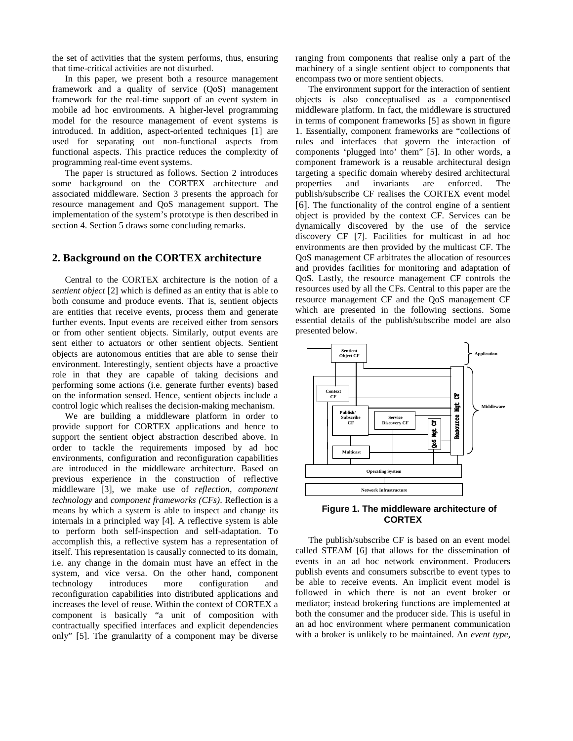the set of activities that the system performs, thus, ensuring that time-critical activities are not disturbed.

In this paper, we present both a resource management framework and a quality of service (QoS) management framework for the real-time support of an event system in mobile ad hoc environments. A higher-level programming model for the resource management of event systems is introduced. In addition, aspect-oriented techniques [1] are used for separating out non-functional aspects from functional aspects. This practice reduces the complexity of programming real-time event systems.

The paper is structured as follows. Section 2 introduces some background on the CORTEX architecture and associated middleware. Section 3 presents the approach for resource management and QoS management support. The implementation of the system's prototype is then described in section 4. Section 5 draws some concluding remarks.

## 2. Background on the CORTEX architecture

Central to the CORTEX architecture is the notion of a *sentient object* [2] which is defined as an entity that is able to both consume and produce events. That is, sentient objects are entities that receive events, process them and generate further events. Input events are received either from sensors or from other sentient objects. Similarly, output events are sent either to actuators or other sentient objects. Sentient objects are autonomous entities that are able to sense their environment. Interestingly, sentient objects have a proactive role in that they are capable of taking decisions and performing some actions (i.e. generate further events) based on the information sensed. Hence, sentient objects include a control logic which realises the decision-making mechanism.

We are building a middleware platform in order to provide support for CORTEX applications and hence to support the sentient object abstraction described above. In order to tackle the requirements imposed by ad hoc environments, configuration and reconfiguration capabilities are introduced in the middleware architecture. Based on previous experience in the construction of reflective middleware [3], we make use of *reflection*, *component technology* and *component frameworks (CFs)*. Reflection is a means by which a system is able to inspect and change its internals in a principled way [4]. A reflective system is able to perform both self-inspection and self-adaptation. To accomplish this, a reflective system has a representation of itself. This representation is causally connected to its domain, i.e. any change in the domain must have an effect in the system, and vice versa. On the other hand, component technology introduces more configuration and reconfiguration capabilities into distributed applications and increases the level of reuse. Within the context of CORTEX a component is basically "a unit of composition with contractually specified interfaces and explicit dependencies only" [5]. The granularity of a component may be diverse ranging from components that realise only a part of the machinery of a single sentient object to components that encompass two or more sentient objects.

The environment support for the interaction of sentient objects is also conceptualised as a componentised middleware platform. In fact, the middleware is structured in terms of component frameworks [5] as shown in figure 1. Essentially, component frameworks are "collections of rules and interfaces that govern the interaction of components 'plugged into' them" [5]. In other words, a component framework is a reusable architectural design targeting a specific domain whereby desired architectural properties and invariants are enforced. The publish/subscribe CF realises the CORTEX event model [6]. The functionality of the control engine of a sentient object is provided by the context CF. Services can be dynamically discovered by the use of the service discovery CF [7]. Facilities for multicast in ad hoc environments are then provided by the multicast CF. The QoS management CF arbitrates the allocation of resources and provides facilities for monitoring and adaptation of QoS. Lastly, the resource management CF controls the resources used by all the CFs. Central to this paper are the resource management CF and the QoS management CF which are presented in the following sections. Some essential details of the publish/subscribe model are also presented below.

Sentient Object CF
Application
Context CF
Resource Mgt CF
Middleware
Publish/ Subscribe CF
Service Discovery CF
QoS Mgt CF
Multicast
Operating System
Network Infrastructure

**Figure 1. The middleware architecture of CORTEX**

The publish/subscribe CF is based on an event model called STEAM [6] that allows for the dissemination of events in an ad hoc network environment. Producers publish events and consumers subscribe to event types to be able to receive events. An implicit event model is followed in which there is not an event broker or mediator; instead brokering functions are implemented at both the consumer and the producer side. This is useful in an ad hoc environment where permanent communication with a broker is unlikely to be maintained. An *event type*,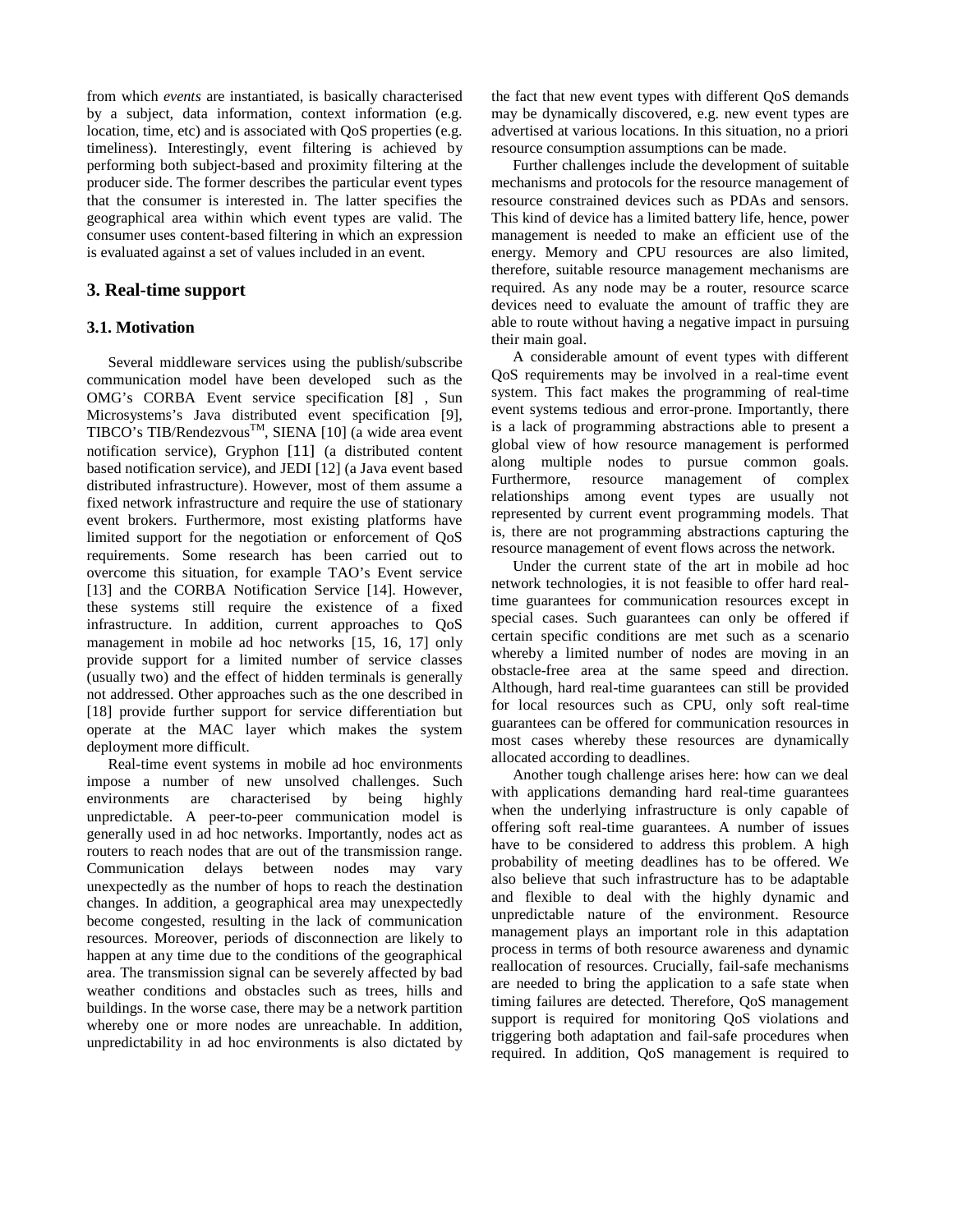from which *events* are instantiated, is basically characterised by a subject, data information, context information (e.g. location, time, etc) and is associated with QoS properties (e.g. timeliness). Interestingly, event filtering is achieved by performing both subject-based and proximity filtering at the producer side. The former describes the particular event types that the consumer is interested in. The latter specifies the geographical area within which event types are valid. The consumer uses content-based filtering in which an expression is evaluated against a set of values included in an event.

## 3. Real-time support

### 3.1. Motivation

Several middleware services using the publish/subscribe communication model have been developed such as the OMG's CORBA Event service specification [8] , Sun Microsystems's Java distributed event specification [9], TIBCO's TIB/Rendezvous™, SIENA [10] (a wide area event notification service), Gryphon [11] (a distributed content based notification service), and JEDI [12] (a Java event based distributed infrastructure). However, most of them assume a fixed network infrastructure and require the use of stationary event brokers. Furthermore, most existing platforms have limited support for the negotiation or enforcement of QoS requirements. Some research has been carried out to overcome this situation, for example TAO's Event service [13] and the CORBA Notification Service [14]. However, these systems still require the existence of a fixed infrastructure. In addition, current approaches to QoS management in mobile ad hoc networks [15, 16, 17] only provide support for a limited number of service classes (usually two) and the effect of hidden terminals is generally not addressed. Other approaches such as the one described in [18] provide further support for service differentiation but operate at the MAC layer which makes the system deployment more difficult.

Real-time event systems in mobile ad hoc environments impose a number of new unsolved challenges. Such environments are characterised by being highly unpredictable. A peer-to-peer communication model is generally used in ad hoc networks. Importantly, nodes act as routers to reach nodes that are out of the transmission range. Communication delays between nodes may vary unexpectedly as the number of hops to reach the destination changes. In addition, a geographical area may unexpectedly become congested, resulting in the lack of communication resources. Moreover, periods of disconnection are likely to happen at any time due to the conditions of the geographical area. The transmission signal can be severely affected by bad weather conditions and obstacles such as trees, hills and buildings. In the worse case, there may be a network partition whereby one or more nodes are unreachable. In addition, unpredictability in ad hoc environments is also dictated by the fact that new event types with different QoS demands may be dynamically discovered, e.g. new event types are advertised at various locations. In this situation, no a priori resource consumption assumptions can be made.

Further challenges include the development of suitable mechanisms and protocols for the resource management of resource constrained devices such as PDAs and sensors. This kind of device has a limited battery life, hence, power management is needed to make an efficient use of the energy. Memory and CPU resources are also limited, therefore, suitable resource management mechanisms are required. As any node may be a router, resource scarce devices need to evaluate the amount of traffic they are able to route without having a negative impact in pursuing their main goal.

A considerable amount of event types with different QoS requirements may be involved in a real-time event system. This fact makes the programming of real-time event systems tedious and error-prone. Importantly, there is a lack of programming abstractions able to present a global view of how resource management is performed along multiple nodes to pursue common goals. Furthermore, resource management of complex relationships among event types are usually not represented by current event programming models. That is, there are not programming abstractions capturing the resource management of event flows across the network.

Under the current state of the art in mobile ad hoc network technologies, it is not feasible to offer hard real-time guarantees for communication resources except in special cases. Such guarantees can only be offered if certain specific conditions are met such as a scenario whereby a limited number of nodes are moving in an obstacle-free area at the same speed and direction. Although, hard real-time guarantees can still be provided for local resources such as CPU, only soft real-time guarantees can be offered for communication resources in most cases whereby these resources are dynamically allocated according to deadlines.

Another tough challenge arises here: how can we deal with applications demanding hard real-time guarantees when the underlying infrastructure is only capable of offering soft real-time guarantees. A number of issues have to be considered to address this problem. A high probability of meeting deadlines has to be offered. We also believe that such infrastructure has to be adaptable and flexible to deal with the highly dynamic and unpredictable nature of the environment. Resource management plays an important role in this adaptation process in terms of both resource awareness and dynamic reallocation of resources. Crucially, fail-safe mechanisms are needed to bring the application to a safe state when timing failures are detected. Therefore, QoS management support is required for monitoring QoS violations and triggering both adaptation and fail-safe procedures when required. In addition, QoS management is required to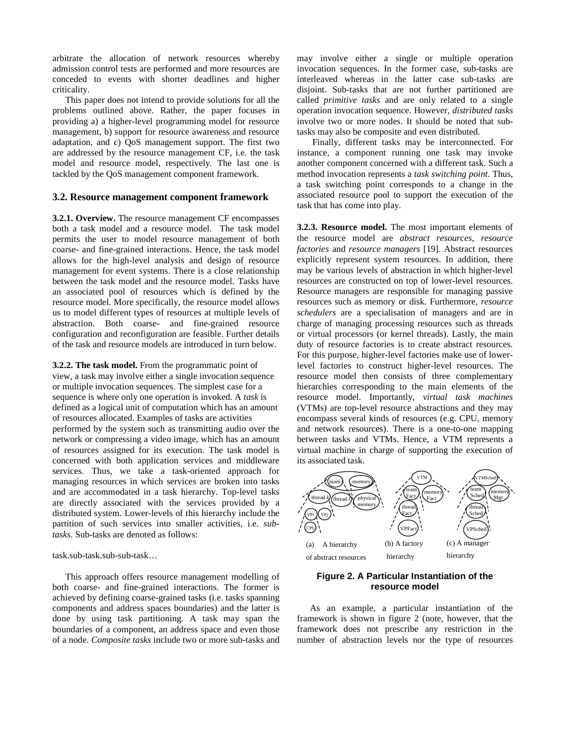arbitrate the allocation of network resources whereby admission control tests are performed and more resources are conceded to events with shorter deadlines and higher criticality.

This paper does not intend to provide solutions for all the problems outlined above. Rather, the paper focuses in providing a) a higher-level programming model for resource management, b) support for resource awareness and resource adaptation, and c) QoS management support. The first two are addressed by the resource management CF, i.e. the task model and resource model, respectively. The last one is tackled by the QoS management component framework.

### 3.2. Resource management component framework

**3.2.1. Overview.** The resource management CF encompasses both a task model and a resource model. The task model permits the user to model resource management of both coarse- and fine-grained interactions. Hence, the task model allows for the high-level analysis and design of resource management for event systems. There is a close relationship between the task model and the resource model. Tasks have an associated pool of resources which is defined by the resource model. More specifically, the resource model allows us to model different types of resources at multiple levels of abstraction. Both coarse- and fine-grained resource configuration and reconfiguration are feasible. Further details of the task and resource models are introduced in turn below.

**3.2.2. The task model.** From the programmatic point of view, a task may involve either a single invocation sequence or multiple invocation sequences. The simplest case for a sequence is where only one operation is invoked. A *task* is defined as a logical unit of computation which has an amount of resources allocated. Examples of tasks are activities performed by the system such as transmitting audio over the network or compressing a video image, which has an amount of resources assigned for its execution. The task model is concerned with both application services and middleware services. Thus, we take a task-oriented approach for managing resources in which services are broken into tasks and are accommodated in a task hierarchy. Top-level tasks are directly associated with the services provided by a distributed system. Lower-levels of this hierarchy include the partition of such services into smaller activities, i.e. *sub-tasks*. Sub-tasks are denoted as follows:

task.sub-task.sub-sub-task…

This approach offers resource management modelling of both coarse- and fine-grained interactions. The former is achieved by defining coarse-grained tasks (i.e. tasks spanning components and address spaces boundaries) and the latter is done by using task partitioning. A task may span the boundaries of a component, an address space and even those of a node. *Composite tasks* include two or more sub-tasks and may involve either a single or multiple operation invocation sequences. In the former case, sub-tasks are interleaved whereas in the latter case sub-tasks are disjoint. Sub-tasks that are not further partitioned are called *primitive tasks* and are only related to a single operation invocation sequence. However, *distributed tasks* involve two or more nodes. It should be noted that sub-tasks may also be composite and even distributed.

Finally, different tasks may be interconnected. For instance, a component running one task may invoke another component concerned with a different task. Such a method invocation represents a *task switching point*. Thus, a task switching point corresponds to a change in the associated resource pool to support the execution of the task that has come into play.

**3.2.3. Resource model.** The most important elements of the resource model are *abstract resources*, *resource factories* and *resource managers* [19]. Abstract resources explicitly represent system resources. In addition, there may be various levels of abstraction in which higher-level resources are constructed on top of lower-level resources. Resource managers are responsible for managing passive resources such as memory or disk. Furthermore, *resource schedulers* are a specialisation of managers and are in charge of managing processing resources such as threads or virtual processors (or kernel threads). Lastly, the main duty of resource factories is to create abstract resources. For this purpose, higher-level factories make use of lower-level factories to construct higher-level resources. The resource model then consists of three complementary hierarchies corresponding to the main elements of the resource model. Importantly, *virtual task machines* (VTMs) are top-level resource abstractions and they may encompass several kinds of resources (e.g. CPU, memory and network resources). There is a one-to-one mapping between tasks and VTMs. Hence, a VTM represents a virtual machine in charge of supporting the execution of its associated task.

(a) A hierarchy of abstract resources (b) A factory hierarchy (c) A manager hierarchy

**Figure 2. A Particular Instantiation of the resource model**

As an example, a particular instantiation of the framework is shown in figure 2 (note, however, that the framework does not prescribe any restriction in the number of abstraction levels nor the type of resources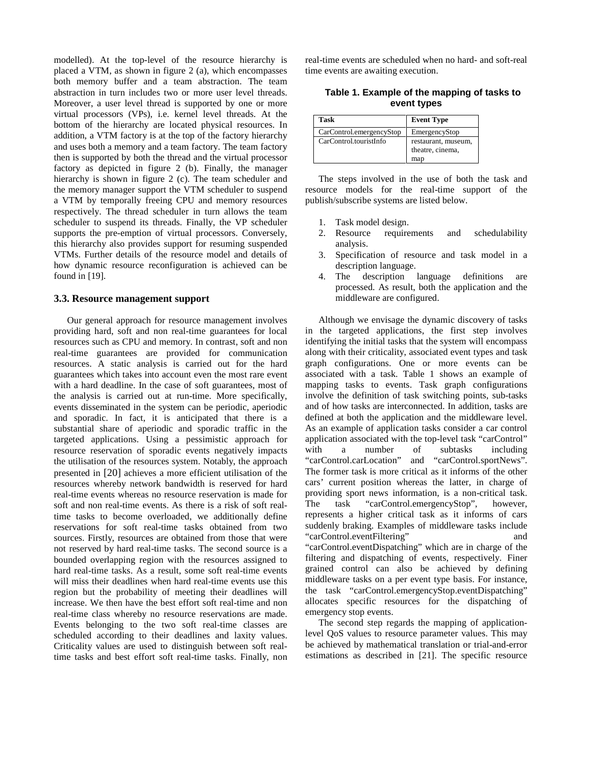modelled). At the top-level of the resource hierarchy is placed a VTM, as shown in figure 2 (a), which encompasses both memory buffer and a team abstraction. The team abstraction in turn includes two or more user level threads. Moreover, a user level thread is supported by one or more virtual processors (VPs), i.e. kernel level threads. At the bottom of the hierarchy are located physical resources. In addition, a VTM factory is at the top of the factory hierarchy and uses both a memory and a team factory. The team factory then is supported by both the thread and the virtual processor factory as depicted in figure 2 (b). Finally, the manager hierarchy is shown in figure 2 (c). The team scheduler and the memory manager support the VTM scheduler to suspend a VTM by temporally freeing CPU and memory resources respectively. The thread scheduler in turn allows the team scheduler to suspend its threads. Finally, the VP scheduler supports the pre-emption of virtual processors. Conversely, this hierarchy also provides support for resuming suspended VTMs. Further details of the resource model and details of how dynamic resource reconfiguration is achieved can be found in [19].

### 3.3. Resource management support

Our general approach for resource management involves providing hard, soft and non real-time guarantees for local resources such as CPU and memory. In contrast, soft and non real-time guarantees are provided for communication resources. A static analysis is carried out for the hard guarantees which takes into account even the most rare event with a hard deadline. In the case of soft guarantees, most of the analysis is carried out at run-time. More specifically, events disseminated in the system can be periodic, aperiodic and sporadic. In fact, it is anticipated that there is a substantial share of aperiodic and sporadic traffic in the targeted applications. Using a pessimistic approach for resource reservation of sporadic events negatively impacts the utilisation of the resources system. Notably, the approach presented in [20] achieves a more efficient utilisation of the resources whereby network bandwidth is reserved for hard real-time events whereas no resource reservation is made for soft and non real-time events. As there is a risk of soft real-time tasks to become overloaded, we additionally define reservations for soft real-time tasks obtained from two sources. Firstly, resources are obtained from those that were not reserved by hard real-time tasks. The second source is a bounded overlapping region with the resources assigned to hard real-time tasks. As a result, some soft real-time events will miss their deadlines when hard real-time events use this region but the probability of meeting their deadlines will increase. We then have the best effort soft real-time and non real-time class whereby no resource reservations are made. Events belonging to the two soft real-time classes are scheduled according to their deadlines and laxity values. Criticality values are used to distinguish between soft real-time tasks and best effort soft real-time tasks. Finally, non real-time events are scheduled when no hard- and soft-real time events are awaiting execution.

**Table 1. Example of the mapping of tasks to event types**

| Task | Event Type |
|---|---|
| CarControl.emergencyStop | EmergencyStop |
| CarControl.touristInfo | restaurant, museum, theatre, cinema, map |

The steps involved in the use of both the task and resource models for the real-time support of the publish/subscribe systems are listed below.

1. Task model design.
2. Resource requirements and schedulability analysis.
3. Specification of resource and task model in a description language.
4. The description language definitions are processed. As result, both the application and the middleware are configured.

Although we envisage the dynamic discovery of tasks in the targeted applications, the first step involves identifying the initial tasks that the system will encompass along with their criticality, associated event types and task graph configurations. One or more events can be associated with a task. Table 1 shows an example of mapping tasks to events. Task graph configurations involve the definition of task switching points, sub-tasks and of how tasks are interconnected. In addition, tasks are defined at both the application and the middleware level. As an example of application tasks consider a car control application associated with the top-level task "carControl" with a number of subtasks including "carControl.carLocation" and "carControl.sportNews". The former task is more critical as it informs of the other cars' current position whereas the latter, in charge of providing sport news information, is a non-critical task. The task "carControl.emergencyStop", however, represents a higher critical task as it informs of cars suddenly braking. Examples of middleware tasks include "carControl.eventFiltering" and "carControl.eventDispatching" which are in charge of the filtering and dispatching of events, respectively. Finer grained control can also be achieved by defining middleware tasks on a per event type basis. For instance, the task "carControl.emergencyStop.eventDispatching" allocates specific resources for the dispatching of emergency stop events.

The second step regards the mapping of application-level QoS values to resource parameter values. This may be achieved by mathematical translation or trial-and-error estimations as described in [21]. The specific resource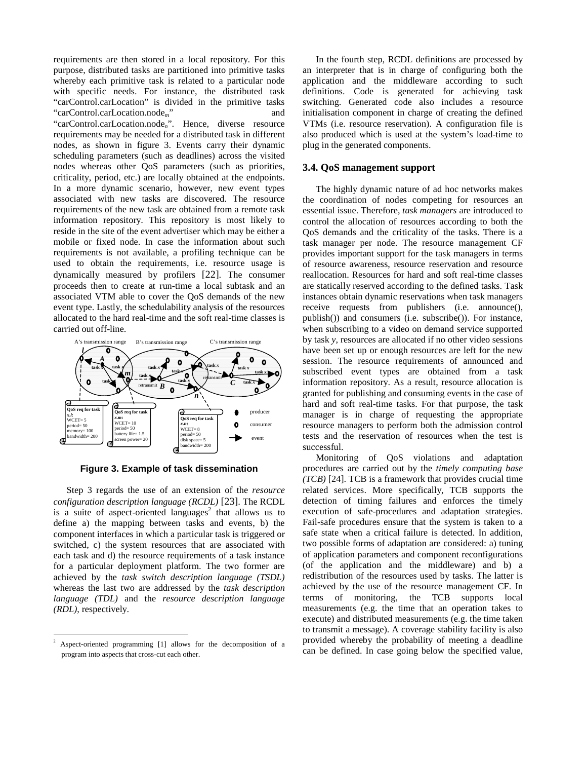requirements are then stored in a local repository. For this purpose, distributed tasks are partitioned into primitive tasks whereby each primitive task is related to a particular node with specific needs. For instance, the distributed task "carControl.carLocation" is divided in the primitive tasks "carControl.carLocation.node$_m$" and "carControl.carLocation.node$_n$". Hence, diverse resource requirements may be needed for a distributed task in different nodes, as shown in figure 3. Events carry their dynamic scheduling parameters (such as deadlines) across the visited nodes whereas other QoS parameters (such as priorities, criticality, period, etc.) are locally obtained at the endpoints. In a more dynamic scenario, however, new event types associated with new tasks are discovered. The resource requirements of the new task are obtained from a remote task information repository. This repository is most likely to reside in the site of the event advertiser which may be either a mobile or fixed node. In case the information about such requirements is not available, a profiling technique can be used to obtain the requirements, i.e. resource usage is dynamically measured by profilers [22]. The consumer proceeds then to create at run-time a local subtask and an associated VTM able to cover the QoS demands of the new event type. Lastly, the schedulability analysis of the resources allocated to the hard real-time and the soft real-time classes is carried out off-line.

A's transmission range
B's transmission range
C's transmission range

QoS req for task x.l: WCET= 5, period= 50, memory= 100, bandwidth= 200

QoS req for task x.m: WCET= 10, period= 50, battery life= 1.5, screen power= 20

QoS req for task x.n: WCET= 8, period= 50, disk space= 5, bandwidth= 200

producer
consumer
event

**Figure 3. Example of task dissemination**

Step 3 regards the use of an extension of the *resource configuration description language (RCDL)* [23]. The RCDL is a suite of aspect-oriented languages[2] that allows us to define a) the mapping between tasks and events, b) the component interfaces in which a particular task is triggered or switched, c) the system resources that are associated with each task and d) the resource requirements of a task instance for a particular deployment platform. The two former are achieved by the *task switch description language (TSDL)* whereas the last two are addressed by the *task description language (TDL)* and the *resource description language (RDL)*, respectively.

In the fourth step, RCDL definitions are processed by an interpreter that is in charge of configuring both the application and the middleware according to such definitions. Code is generated for achieving task switching. Generated code also includes a resource initialisation component in charge of creating the defined VTMs (i.e. resource reservation). A configuration file is also produced which is used at the system's load-time to plug in the generated components.

### 3.4. QoS management support

The highly dynamic nature of ad hoc networks makes the coordination of nodes competing for resources an essential issue. Therefore, *task managers* are introduced to control the allocation of resources according to both the QoS demands and the criticality of the tasks. There is a task manager per node. The resource management CF provides important support for the task managers in terms of resource awareness, resource reservation and resource reallocation. Resources for hard and soft real-time classes are statically reserved according to the defined tasks. Task instances obtain dynamic reservations when task managers receive requests from publishers (i.e. announce(), publish()) and consumers (i.e. subscribe()). For instance, when subscribing to a video on demand service supported by task *y*, resources are allocated if no other video sessions have been set up or enough resources are left for the new session. The resource requirements of announced and subscribed event types are obtained from a task information repository. As a result, resource allocation is granted for publishing and consuming events in the case of hard and soft real-time tasks. For that purpose, the task manager is in charge of requesting the appropriate resource managers to perform both the admission control tests and the reservation of resources when the test is successful.

Monitoring of QoS violations and adaptation procedures are carried out by the *timely computing base (TCB)* [24]. TCB is a framework that provides crucial time related services. More specifically, TCB supports the detection of timing failures and enforces the timely execution of safe-procedures and adaptation strategies. Fail-safe procedures ensure that the system is taken to a safe state when a critical failure is detected. In addition, two possible forms of adaptation are considered: a) tuning of application parameters and component reconfigurations (of the application and the middleware) and b) a redistribution of the resources used by tasks. The latter is achieved by the use of the resource management CF. In terms of monitoring, the TCB supports local measurements (e.g. the time that an operation takes to execute) and distributed measurements (e.g. the time taken to transmit a message). A coverage stability facility is also provided whereby the probability of meeting a deadline can be defined. In case going below the specified value,

[2] Aspect-oriented programming [1] allows for the decomposition of a program into aspects that cross-cut each other.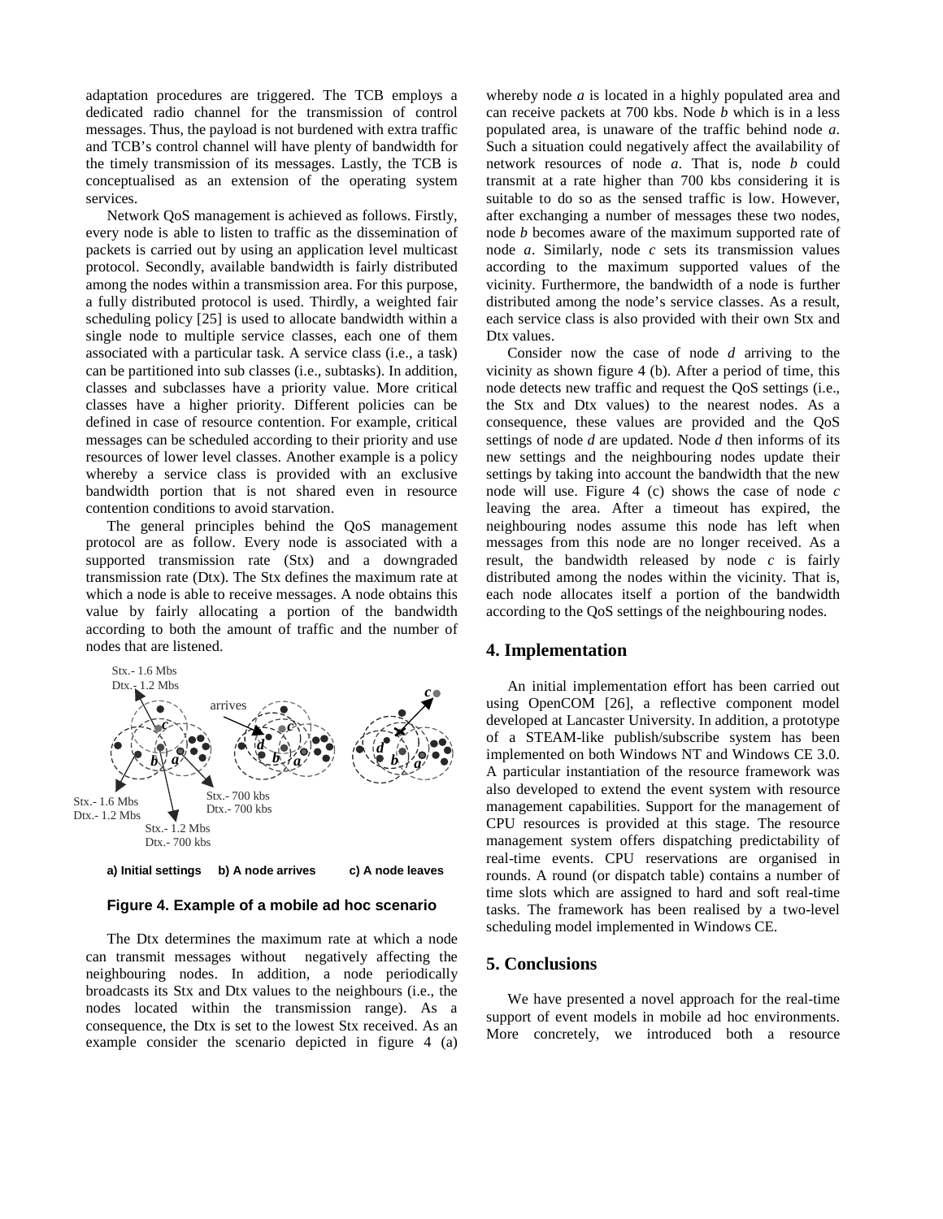adaptation procedures are triggered. The TCB employs a dedicated radio channel for the transmission of control messages. Thus, the payload is not burdened with extra traffic and TCB's control channel will have plenty of bandwidth for the timely transmission of its messages. Lastly, the TCB is conceptualised as an extension of the operating system services.

Network QoS management is achieved as follows. Firstly, every node is able to listen to traffic as the dissemination of packets is carried out by using an application level multicast protocol. Secondly, available bandwidth is fairly distributed among the nodes within a transmission area. For this purpose, a fully distributed protocol is used. Thirdly, a weighted fair scheduling policy [25] is used to allocate bandwidth within a single node to multiple service classes, each one of them associated with a particular task. A service class (i.e., a task) can be partitioned into sub classes (i.e., subtasks). In addition, classes and subclasses have a priority value. More critical classes have a higher priority. Different policies can be defined in case of resource contention. For example, critical messages can be scheduled according to their priority and use resources of lower level classes. Another example is a policy whereby a service class is provided with an exclusive bandwidth portion that is not shared even in resource contention conditions to avoid starvation.

The general principles behind the QoS management protocol are as follow. Every node is associated with a supported transmission rate (Stx) and a downgraded transmission rate (Dtx). The Stx defines the maximum rate at which a node is able to receive messages. A node obtains this value by fairly allocating a portion of the bandwidth according to both the amount of traffic and the number of nodes that are listened.

a) Initial settings b) A node arrives c) A node leaves

**Figure 4. Example of a mobile ad hoc scenario**

The Dtx determines the maximum rate at which a node can transmit messages without negatively affecting the neighbouring nodes. In addition, a node periodically broadcasts its Stx and Dtx values to the neighbours (i.e., the nodes located within the transmission range). As a consequence, the Dtx is set to the lowest Stx received. As an example consider the scenario depicted in figure 4 (a) whereby node *a* is located in a highly populated area and can receive packets at 700 kbs. Node *b* which is in a less populated area, is unaware of the traffic behind node *a*. Such a situation could negatively affect the availability of network resources of node *a*. That is, node *b* could transmit at a rate higher than 700 kbs considering it is suitable to do so as the sensed traffic is low. However, after exchanging a number of messages these two nodes, node *b* becomes aware of the maximum supported rate of node *a*. Similarly, node *c* sets its transmission values according to the maximum supported values of the vicinity. Furthermore, the bandwidth of a node is further distributed among the node's service classes. As a result, each service class is also provided with their own Stx and Dtx values.

Consider now the case of node *d* arriving to the vicinity as shown figure 4 (b). After a period of time, this node detects new traffic and request the QoS settings (i.e., the Stx and Dtx values) to the nearest nodes. As a consequence, these values are provided and the QoS settings of node *d* are updated. Node *d* then informs of its new settings and the neighbouring nodes update their settings by taking into account the bandwidth that the new node will use. Figure 4 (c) shows the case of node *c* leaving the area. After a timeout has expired, the neighbouring nodes assume this node has left when messages from this node are no longer received. As a result, the bandwidth released by node *c* is fairly distributed among the nodes within the vicinity. That is, each node allocates itself a portion of the bandwidth according to the QoS settings of the neighbouring nodes.

## 4. Implementation

An initial implementation effort has been carried out using OpenCOM [26], a reflective component model developed at Lancaster University. In addition, a prototype of a STEAM-like publish/subscribe system has been implemented on both Windows NT and Windows CE 3.0. A particular instantiation of the resource framework was also developed to extend the event system with resource management capabilities. Support for the management of CPU resources is provided at this stage. The resource management system offers dispatching predictability of real-time events. CPU reservations are organised in rounds. A round (or dispatch table) contains a number of time slots which are assigned to hard and soft real-time tasks. The framework has been realised by a two-level scheduling model implemented in Windows CE.

## 5. Conclusions

We have presented a novel approach for the real-time support of event models in mobile ad hoc environments. More concretely, we introduced both a resource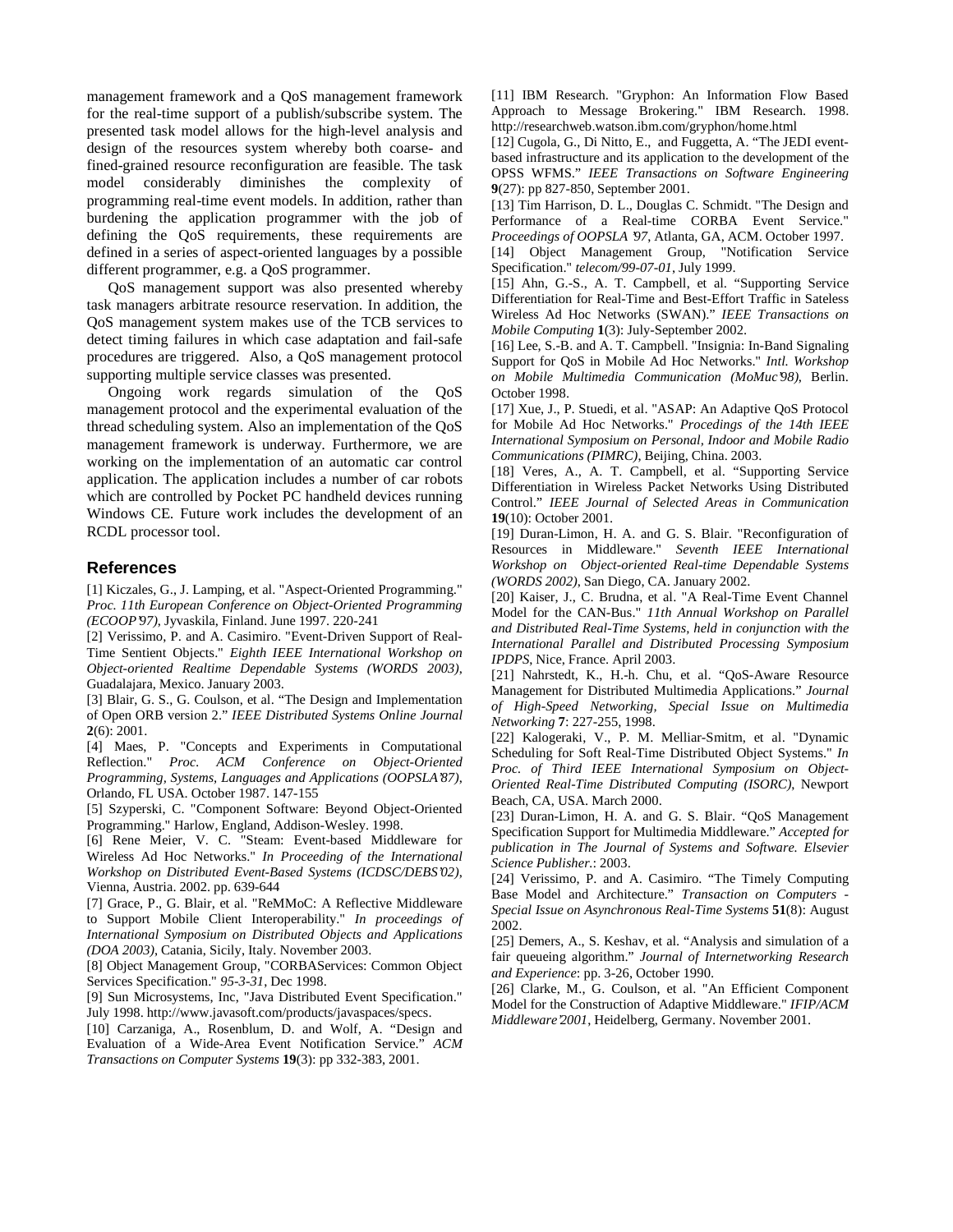management framework and a QoS management framework for the real-time support of a publish/subscribe system. The presented task model allows for the high-level analysis and design of the resources system whereby both coarse- and fined-grained resource reconfiguration are feasible. The task model considerably diminishes the complexity of programming real-time event models. In addition, rather than burdening the application programmer with the job of defining the QoS requirements, these requirements are defined in a series of aspect-oriented languages by a possible different programmer, e.g. a QoS programmer.

QoS management support was also presented whereby task managers arbitrate resource reservation. In addition, the QoS management system makes use of the TCB services to detect timing failures in which case adaptation and fail-safe procedures are triggered. Also, a QoS management protocol supporting multiple service classes was presented.

Ongoing work regards simulation of the QoS management protocol and the experimental evaluation of the thread scheduling system. Also an implementation of the QoS management framework is underway. Furthermore, we are working on the implementation of an automatic car control application. The application includes a number of car robots which are controlled by Pocket PC handheld devices running Windows CE. Future work includes the development of an RCDL processor tool.

## References

[1] Kiczales, G., J. Lamping, et al. "Aspect-Oriented Programming." *Proc. 11th European Conference on Object-Oriented Programming (ECOOP'97)*, Jyvaskila, Finland. June 1997. 220-241

[2] Verissimo, P. and A. Casimiro. "Event-Driven Support of Real-Time Sentient Objects." *Eighth IEEE International Workshop on Object-oriented Realtime Dependable Systems (WORDS 2003)*, Guadalajara, Mexico. January 2003.

[3] Blair, G. S., G. Coulson, et al. "The Design and Implementation of Open ORB version 2." *IEEE Distributed Systems Online Journal* **2**(6): 2001.

[4] Maes, P. "Concepts and Experiments in Computational Reflection." *Proc. ACM Conference on Object-Oriented Programming, Systems, Languages and Applications (OOPSLA'87)*, Orlando, FL USA. October 1987. 147-155

[5] Szyperski, C. "Component Software: Beyond Object-Oriented Programming." Harlow, England, Addison-Wesley. 1998.

[6] Rene Meier, V. C. "Steam: Event-based Middleware for Wireless Ad Hoc Networks." *In Proceeding of the International Workshop on Distributed Event-Based Systems (ICDSC/DEBS'02)*, Vienna, Austria. 2002. pp. 639-644

[7] Grace, P., G. Blair, et al. "ReMMoC: A Reflective Middleware to Support Mobile Client Interoperability." *In proceedings of International Symposium on Distributed Objects and Applications (DOA 2003)*, Catania, Sicily, Italy. November 2003.

[8] Object Management Group, "CORBAServices: Common Object Services Specification." *95-3-31*, Dec 1998.

[9] Sun Microsystems, Inc, "Java Distributed Event Specification." July 1998. http://www.javasoft.com/products/javaspaces/specs.

[10] Carzaniga, A., Rosenblum, D. and Wolf, A. "Design and Evaluation of a Wide-Area Event Notification Service." *ACM Transactions on Computer Systems* **19**(3): pp 332-383, 2001.

[11] IBM Research. "Gryphon: An Information Flow Based Approach to Message Brokering." IBM Research. 1998. http://researchweb.watson.ibm.com/gryphon/home.html

[12] Cugola, G., Di Nitto, E., and Fuggetta, A. "The JEDI event-based infrastructure and its application to the development of the OPSS WFMS." *IEEE Transactions on Software Engineering* **9**(27): pp 827-850, September 2001.

[13] Tim Harrison, D. L., Douglas C. Schmidt. "The Design and Performance of a Real-time CORBA Event Service." *Proceedings of OOPSLA '97*, Atlanta, GA, ACM. October 1997.

[14] Object Management Group, "Notification Service Specification." *telecom/99-07-01*, July 1999.

[15] Ahn, G.-S., A. T. Campbell, et al. "Supporting Service Differentiation for Real-Time and Best-Effort Traffic in Sateless Wireless Ad Hoc Networks (SWAN)." *IEEE Transactions on Mobile Computing* **1**(3): July-September 2002.

[16] Lee, S.-B. and A. T. Campbell. "Insignia: In-Band Signaling Support for QoS in Mobile Ad Hoc Networks." *Intl. Workshop on Mobile Multimedia Communication (MoMuc'98)*, Berlin. October 1998.

[17] Xue, J., P. Stuedi, et al. "ASAP: An Adaptive QoS Protocol for Mobile Ad Hoc Networks." *Procedings of the 14th IEEE International Symposium on Personal, Indoor and Mobile Radio Communications (PIMRC)*, Beijing, China. 2003.

[18] Veres, A., A. T. Campbell, et al. "Supporting Service Differentiation in Wireless Packet Networks Using Distributed Control." *IEEE Journal of Selected Areas in Communication* **19**(10): October 2001.

[19] Duran-Limon, H. A. and G. S. Blair. "Reconfiguration of Resources in Middleware." *Seventh IEEE International Workshop on Object-oriented Real-time Dependable Systems (WORDS 2002)*, San Diego, CA. January 2002.

[20] Kaiser, J., C. Brudna, et al. "A Real-Time Event Channel Model for the CAN-Bus." *11th Annual Workshop on Parallel and Distributed Real-Time Systems, held in conjunction with the International Parallel and Distributed Processing Symposium IPDPS*, Nice, France. April 2003.

[21] Nahrstedt, K., H.-h. Chu, et al. "QoS-Aware Resource Management for Distributed Multimedia Applications." *Journal of High-Speed Networking, Special Issue on Multimedia Networking* **7**: 227-255, 1998.

[22] Kalogeraki, V., P. M. Melliar-Smitm, et al. "Dynamic Scheduling for Soft Real-Time Distributed Object Systems." *In Proc. of Third IEEE International Symposium on Object-Oriented Real-Time Distributed Computing (ISORC)*, Newport Beach, CA, USA. March 2000.

[23] Duran-Limon, H. A. and G. S. Blair. "QoS Management Specification Support for Multimedia Middleware." *Accepted for publication in The Journal of Systems and Software. Elsevier Science Publisher.*: 2003.

[24] Verissimo, P. and A. Casimiro. "The Timely Computing Base Model and Architecture." *Transaction on Computers - Special Issue on Asynchronous Real-Time Systems* **51**(8): August 2002.

[25] Demers, A., S. Keshav, et al. "Analysis and simulation of a fair queueing algorithm." *Journal of Internetworking Research and Experience*: pp. 3-26, October 1990.

[26] Clarke, M., G. Coulson, et al. "An Efficient Component Model for the Construction of Adaptive Middleware." *IFIP/ACM Middleware'2001*, Heidelberg, Germany. November 2001.